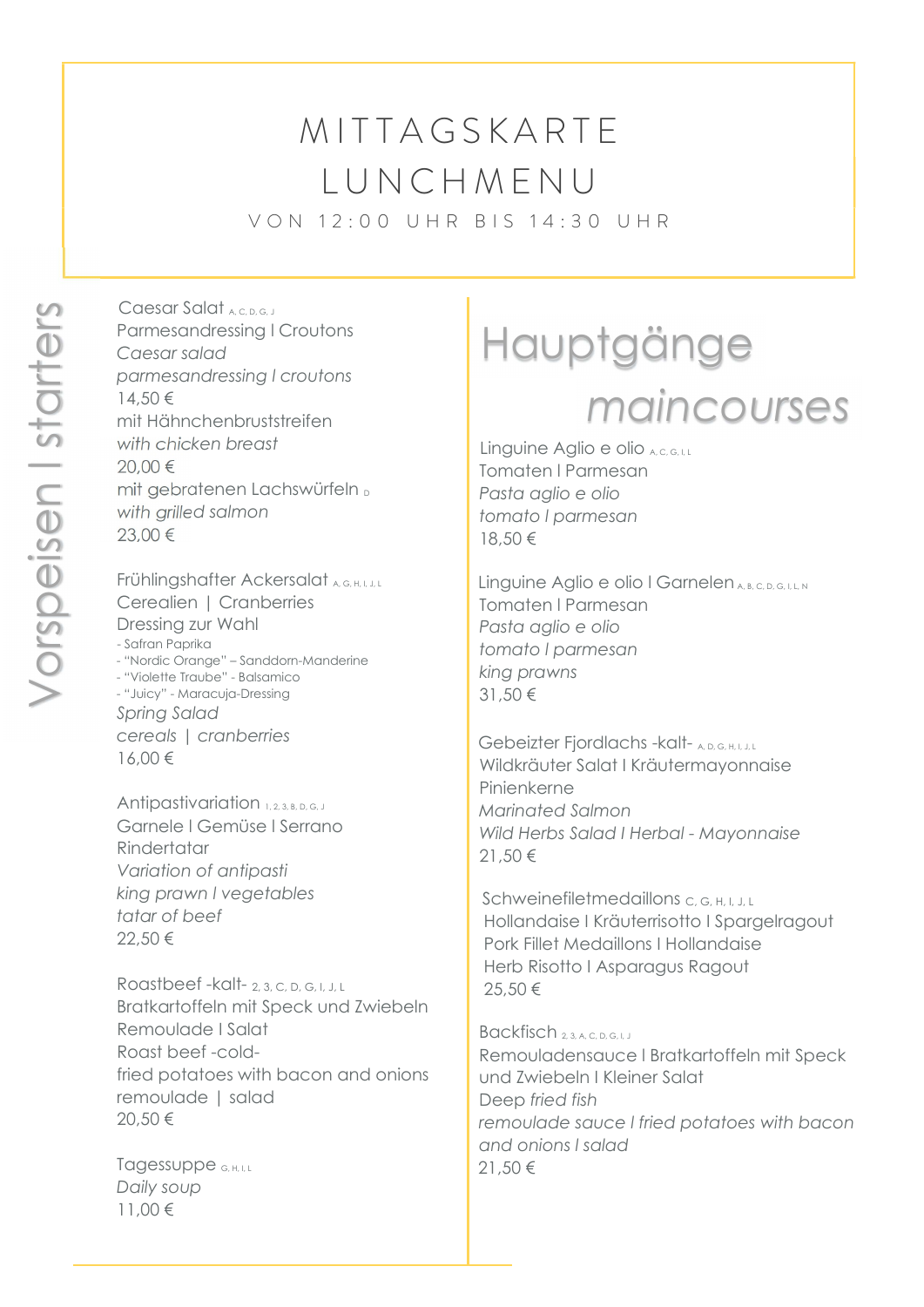# MITTAGSKARTE
# LUNCHMENU

VON 12:00 UHR BIS 14:30 UHR

## Vorspeisen I starters

Caesar Salat A, C, D, G, J
Parmesandressing I Croutons
*Caesar salad*
*parmesandressing I croutons*
14,50 €
mit Hähnchenbruststreifen
*with chicken breast*
20,00 €
mit gebratenen Lachswürfeln D
*with grilled salmon*
23,00 €

Frühlingshafter Ackersalat A, G, H, I, J, L
Cerealien | Cranberries
Dressing zur Wahl
- Safran Paprika
- "Nordic Orange" – Sanddorn-Manderine
- "Violette Traube" - Balsamico
- "Juicy" - Maracuja-Dressing

*Spring Salad*
*cereals | cranberries*
16,00 €

Antipastivariation 1, 2, 3, B, D, G, J
Garnele I Gemüse I Serrano
Rindertatar
*Variation of antipasti*
*king prawn I vegetables*
*tatar of beef*
22,50 €

Roastbeef -kalt- 2, 3, C, D, G, I, J, L
Bratkartoffeln mit Speck und Zwiebeln
Remoulade I Salat
Roast beef -cold-
fried potatoes with bacon and onions
remoulade | salad
20,50 €

Tagessuppe G, H, I, L
*Daily soup*
11,00 €

## Hauptgänge
## maincourses

Linguine Aglio e olio A, C, G, I, L
Tomaten I Parmesan
*Pasta aglio e olio*
*tomato I parmesan*
18,50 €

Linguine Aglio e olio I Garnelen A, B, C, D, G, I, L, N
Tomaten I Parmesan
*Pasta aglio e olio*
*tomato I parmesan*
*king prawns*
31,50 €

Gebeizter Fjordlachs -kalt- A, D, G, H, I, J, L
Wildkräuter Salat I Kräutermayonnaise
Pinienkerne
*Marinated Salmon*
*Wild Herbs Salad I Herbal - Mayonnaise*
21,50 €

Schweinefiletmedaillons C, G, H, I, J, L
Hollandaise I Kräuterrisotto I Spargelragout
Pork Fillet Medaillons I Hollandaise
Herb Risotto I Asparagus Ragout
25,50 €

Backfisch 2, 3, A, C, D, G, I, J
Remouladensauce I Bratkartoffeln mit Speck
und Zwiebeln I Kleiner Salat
*Deep fried fish*
*remoulade sauce I fried potatoes with bacon*
*and onions I salad*
21,50 €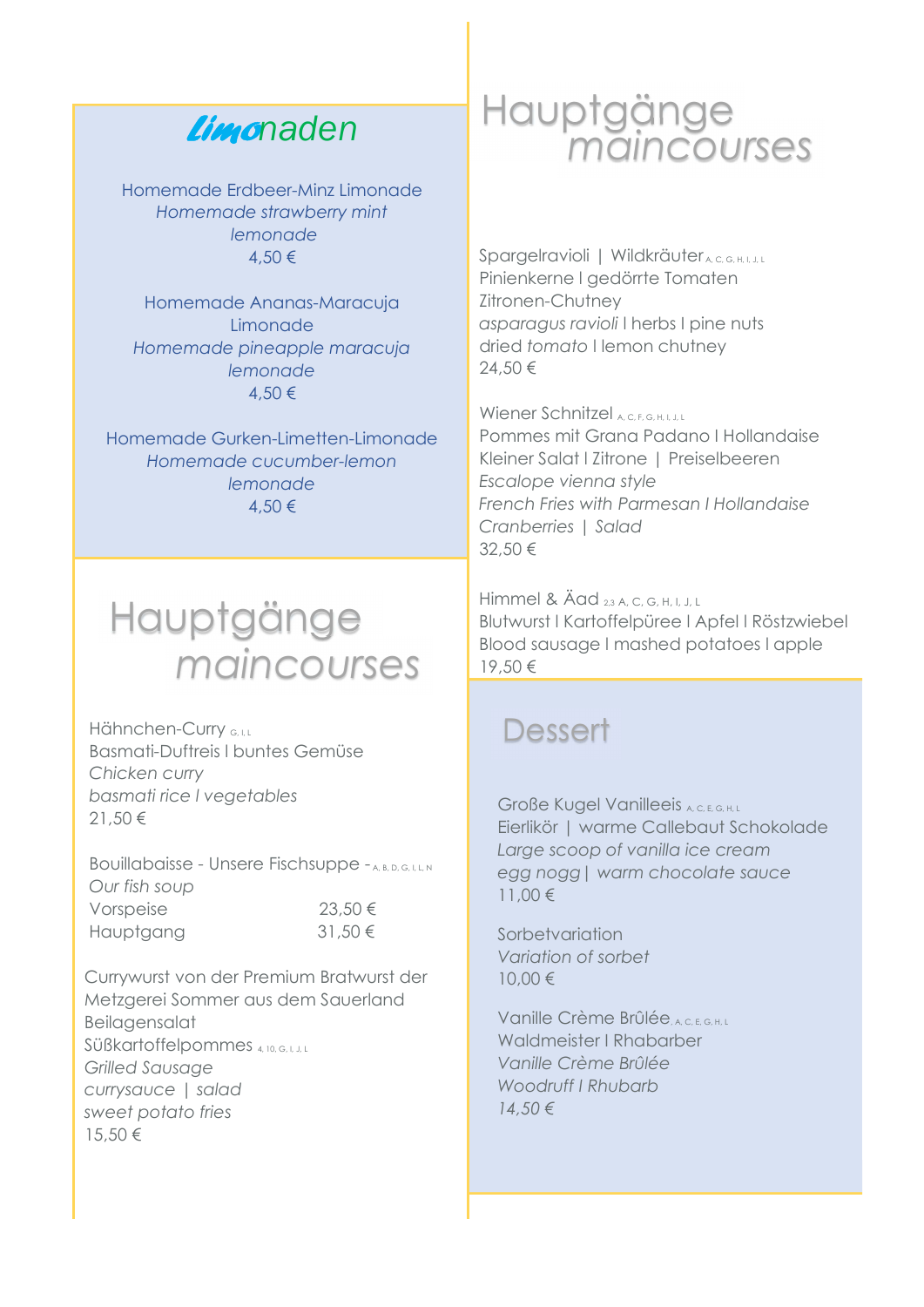## Limonaden

Homemade Erdbeer-Minz Limonade
*Homemade strawberry mint lemonade*
4,50 €

Homemade Ananas-Maracuja Limonade
*Homemade pineapple maracuja lemonade*
4,50 €

Homemade Gurken-Limetten-Limonade
*Homemade cucumber-lemon lemonade*
4,50 €

## Hauptgänge *maincourses*

Hähnchen-Curry G, I, L
Basmati-Duftreis I buntes Gemüse
*Chicken curry*
*basmati rice I vegetables*
21,50 €

Bouillabaisse - Unsere Fischsuppe - A, B, D, G, I, L, N
*Our fish soup*

| | |
|---|---|
| Vorspeise | 23,50 € |
| Hauptgang | 31,50 € |

Currywurst von der Premium Bratwurst der Metzgerei Sommer aus dem Sauerland
Beilagensalat
Süßkartoffelpommes 4, 10, G, I, J, L
*Grilled Sausage*
*currysauce | salad*
*sweet potato fries*
15,50 €

## Hauptgänge *maincourses*

Spargelravioli | Wildkräuter A, C, G, H, I, J, L
Pinienkerne I gedörrte Tomaten
Zitronen-Chutney
*asparagus ravioli* I herbs I pine nuts
dried *tomato* I lemon chutney
24,50 €

Wiener Schnitzel A, C, F, G, H, I, J, L
Pommes mit Grana Padano I Hollandaise
Kleiner Salat I Zitrone | Preiselbeeren
*Escalope vienna style*
*French Fries with Parmesan I Hollandaise*
*Cranberries | Salad*
32,50 €

Himmel & Ääd 2,3 A, C, G, H, I, J, L
Blutwurst I Kartoffelpüree I Apfel I Röstzwiebel
Blood sausage I mashed potatoes I apple
19,50 €

## Dessert

Große Kugel Vanilleeis A, C, E, G, H, L
Eierlikör | warme Callebaut Schokolade
*Large scoop of vanilla ice cream*
*egg nogg | warm chocolate sauce*
11,00 €

Sorbetvariation
*Variation of sorbet*
10,00 €

Vanille Crème Brûlée, A, C, E, G, H, L
Waldmeister I Rhabarber
*Vanille Crème Brûlée*
*Woodruff I Rhubarb*
*14,50 €*